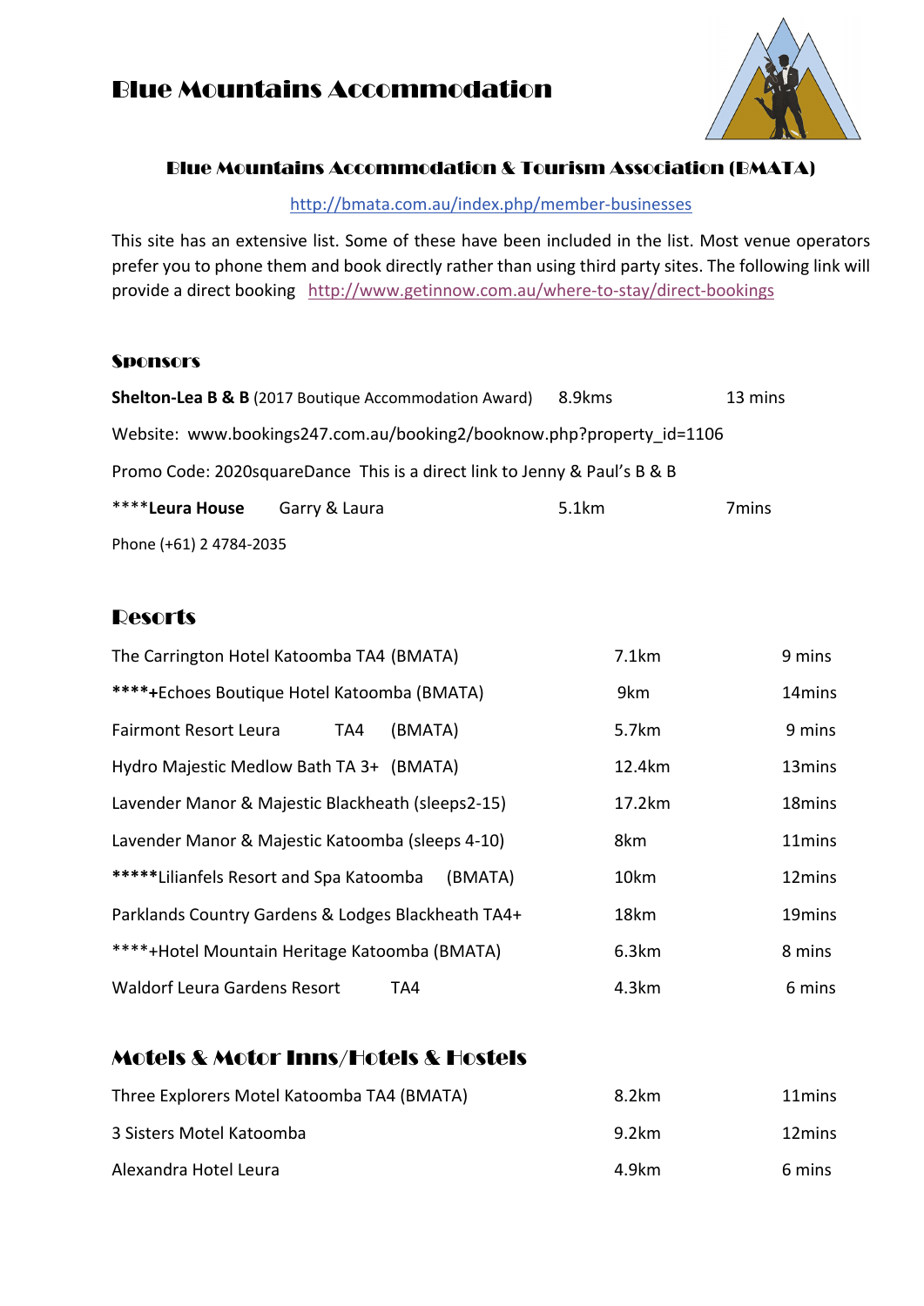# Blue Mountains Accommodation

### Blue Mountains Accommodation & Tourism Association (BMATA)

http://bmata.com.au/index.php/member-businesses

This site has an extensive list. Some of these have been included in the list. Most venue operators prefer you to phone them and book directly rather than using third party sites. The following link will provide a direct booking http://www.getinnow.com.au/where-to-stay/direct-bookings

## Sponsors

**Shelton-Lea B & B** (2017 Boutique Accommodation Award) 8.9kms 13 mins

Website: www.bookings247.com.au/booking2/booknow.php?property_id=1106

Promo Code: 2020squareDance This is a direct link to Jenny & Paul's B & B

****​**Leura House** Garry & Laura 5.1km 7mins

Phone (+61) 2 4784-2035

## Resorts

| | | |
|---|---|---|
| The Carrington Hotel Katoomba TA4 (BMATA) | 7.1km | 9 mins |
| ****+Echoes Boutique Hotel Katoomba (BMATA) | 9km | 14mins |
| Fairmont Resort Leura TA4 (BMATA) | 5.7km | 9 mins |
| Hydro Majestic Medlow Bath TA 3+ (BMATA) | 12.4km | 13mins |
| Lavender Manor & Majestic Blackheath (sleeps2-15) | 17.2km | 18mins |
| Lavender Manor & Majestic Katoomba (sleeps 4-10) | 8km | 11mins |
| *****Lilianfels Resort and Spa Katoomba (BMATA) | 10km | 12mins |
| Parklands Country Gardens & Lodges Blackheath TA4+ | 18km | 19mins |
| ****+Hotel Mountain Heritage Katoomba (BMATA) | 6.3km | 8 mins |
| Waldorf Leura Gardens Resort TA4 | 4.3km | 6 mins |

## Motels & Motor Inns/Hotels & Hostels

| | | |
|---|---|---|
| Three Explorers Motel Katoomba TA4 (BMATA) | 8.2km | 11mins |
| 3 Sisters Motel Katoomba | 9.2km | 12mins |
| Alexandra Hotel Leura | 4.9km | 6 mins |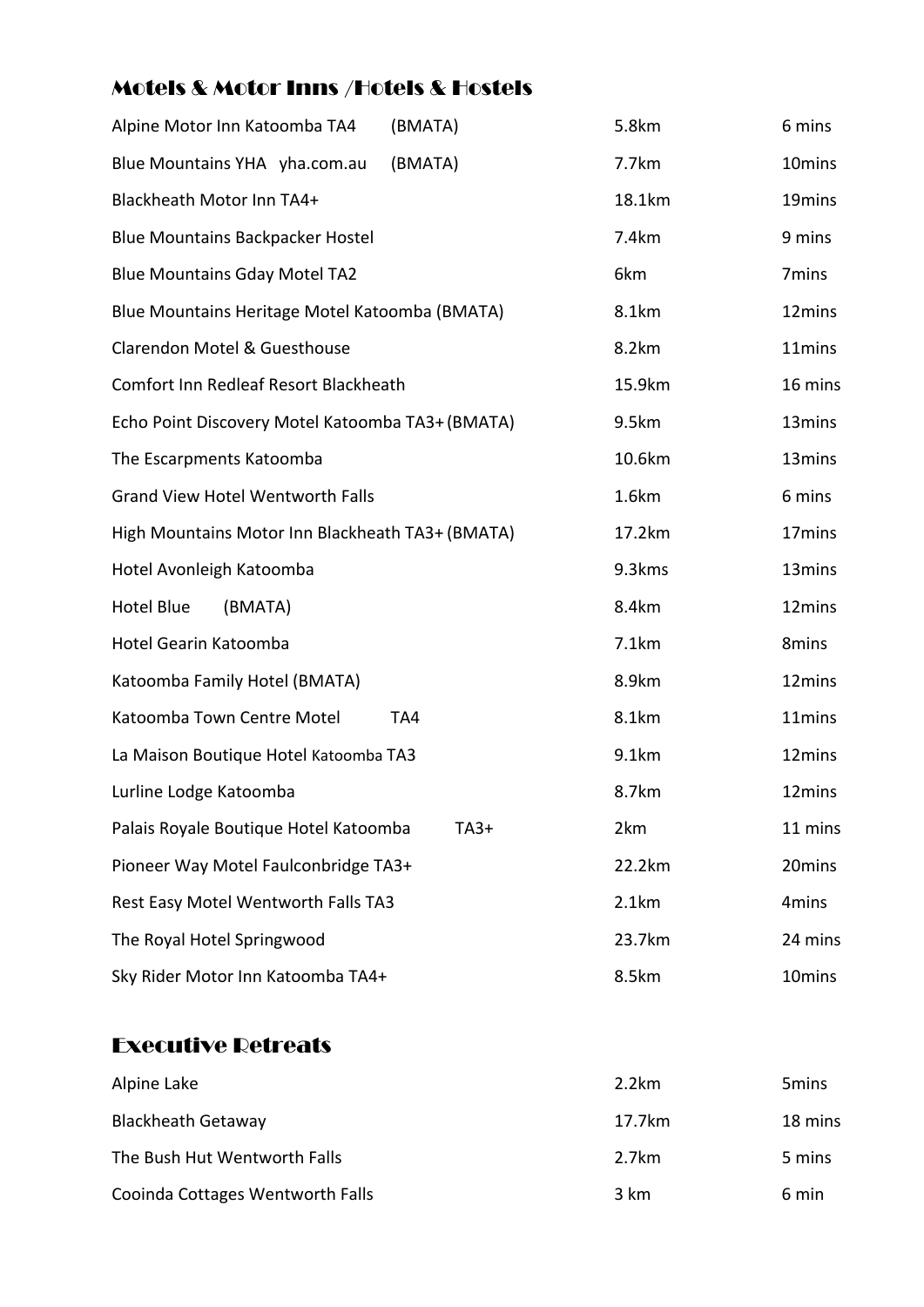## Motels & Motor Inns /Hotels & Hostels

| | | |
|---|---|---|
| Alpine Motor Inn Katoomba TA4 (BMATA) | 5.8km | 6 mins |
| Blue Mountains YHA yha.com.au (BMATA) | 7.7km | 10mins |
| Blackheath Motor Inn TA4+ | 18.1km | 19mins |
| Blue Mountains Backpacker Hostel | 7.4km | 9 mins |
| Blue Mountains Gday Motel TA2 | 6km | 7mins |
| Blue Mountains Heritage Motel Katoomba (BMATA) | 8.1km | 12mins |
| Clarendon Motel & Guesthouse | 8.2km | 11mins |
| Comfort Inn Redleaf Resort Blackheath | 15.9km | 16 mins |
| Echo Point Discovery Motel Katoomba TA3+ (BMATA) | 9.5km | 13mins |
| The Escarpments Katoomba | 10.6km | 13mins |
| Grand View Hotel Wentworth Falls | 1.6km | 6 mins |
| High Mountains Motor Inn Blackheath TA3+ (BMATA) | 17.2km | 17mins |
| Hotel Avonleigh Katoomba | 9.3kms | 13mins |
| Hotel Blue (BMATA) | 8.4km | 12mins |
| Hotel Gearin Katoomba | 7.1km | 8mins |
| Katoomba Family Hotel (BMATA) | 8.9km | 12mins |
| Katoomba Town Centre Motel TA4 | 8.1km | 11mins |
| La Maison Boutique Hotel Katoomba TA3 | 9.1km | 12mins |
| Lurline Lodge Katoomba | 8.7km | 12mins |
| Palais Royale Boutique Hotel Katoomba TA3+ | 2km | 11 mins |
| Pioneer Way Motel Faulconbridge TA3+ | 22.2km | 20mins |
| Rest Easy Motel Wentworth Falls TA3 | 2.1km | 4mins |
| The Royal Hotel Springwood | 23.7km | 24 mins |
| Sky Rider Motor Inn Katoomba TA4+ | 8.5km | 10mins |

## Executive Retreats

| | | |
|---|---|---|
| Alpine Lake | 2.2km | 5mins |
| Blackheath Getaway | 17.7km | 18 mins |
| The Bush Hut Wentworth Falls | 2.7km | 5 mins |
| Cooinda Cottages Wentworth Falls | 3 km | 6 min |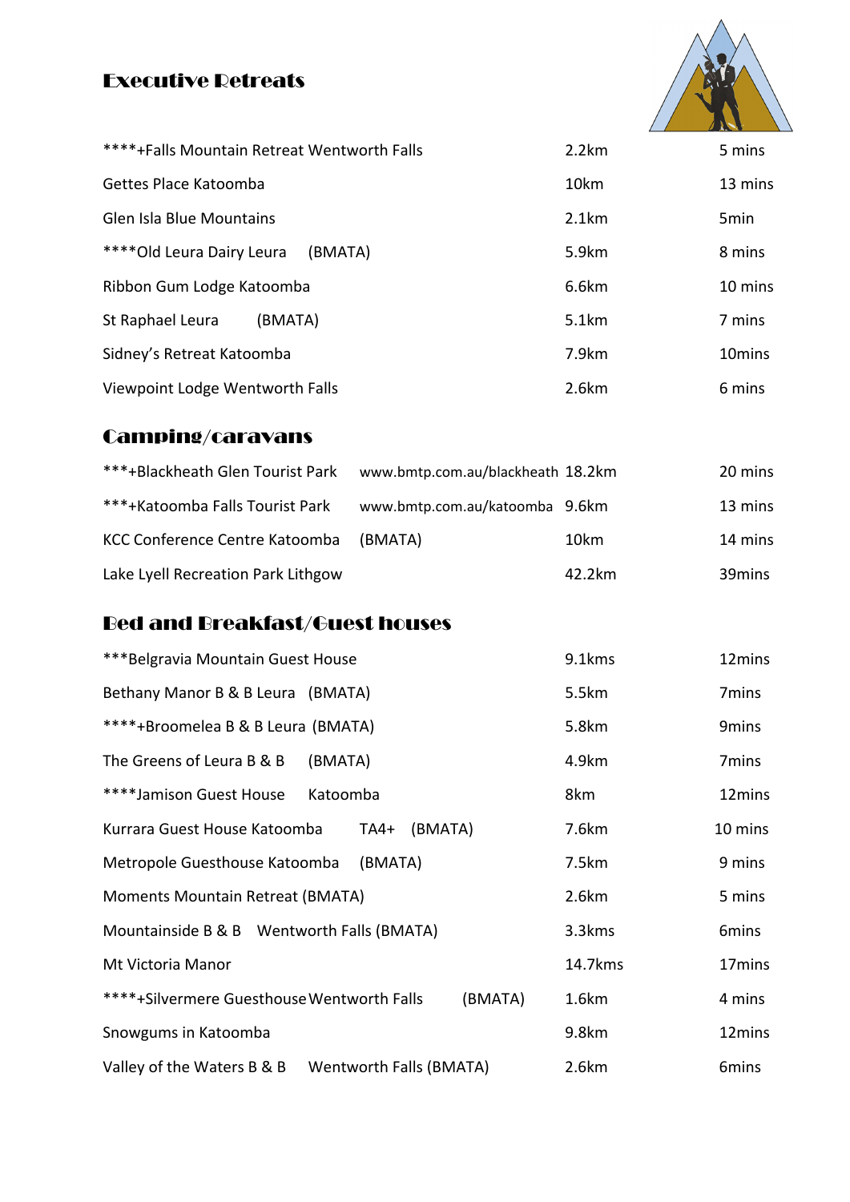## Executive Retreats

| | | |
|---|---|---|
| ****+Falls Mountain Retreat Wentworth Falls | 2.2km | 5 mins |
| Gettes Place Katoomba | 10km | 13 mins |
| Glen Isla Blue Mountains | 2.1km | 5min |
| ****Old Leura Dairy Leura (BMATA) | 5.9km | 8 mins |
| Ribbon Gum Lodge Katoomba | 6.6km | 10 mins |
| St Raphael Leura (BMATA) | 5.1km | 7 mins |
| Sidney's Retreat Katoomba | 7.9km | 10mins |
| Viewpoint Lodge Wentworth Falls | 2.6km | 6 mins |

## Camping/caravans

| | | | |
|---|---|---|---|
| ***+Blackheath Glen Tourist Park | www.bmtp.com.au/blackheath | 18.2km | 20 mins |
| ***+Katoomba Falls Tourist Park | www.bmtp.com.au/katoomba | 9.6km | 13 mins |
| KCC Conference Centre Katoomba | (BMATA) | 10km | 14 mins |
| Lake Lyell Recreation Park Lithgow | | 42.2km | 39mins |

## Bed and Breakfast/Guest houses

| | | |
|---|---|---|
| ***Belgravia Mountain Guest House | 9.1kms | 12mins |
| Bethany Manor B & B Leura (BMATA) | 5.5km | 7mins |
| ****+Broomelea B & B Leura (BMATA) | 5.8km | 9mins |
| The Greens of Leura B & B (BMATA) | 4.9km | 7mins |
| ****Jamison Guest House Katoomba | 8km | 12mins |
| Kurrara Guest House Katoomba TA4+ (BMATA) | 7.6km | 10 mins |
| Metropole Guesthouse Katoomba (BMATA) | 7.5km | 9 mins |
| Moments Mountain Retreat (BMATA) | 2.6km | 5 mins |
| Mountainside B & B Wentworth Falls (BMATA) | 3.3kms | 6mins |
| Mt Victoria Manor | 14.7kms | 17mins |
| ****+Silvermere Guesthouse Wentworth Falls (BMATA) | 1.6km | 4 mins |
| Snowgums in Katoomba | 9.8km | 12mins |
| Valley of the Waters B & B Wentworth Falls (BMATA) | 2.6km | 6mins |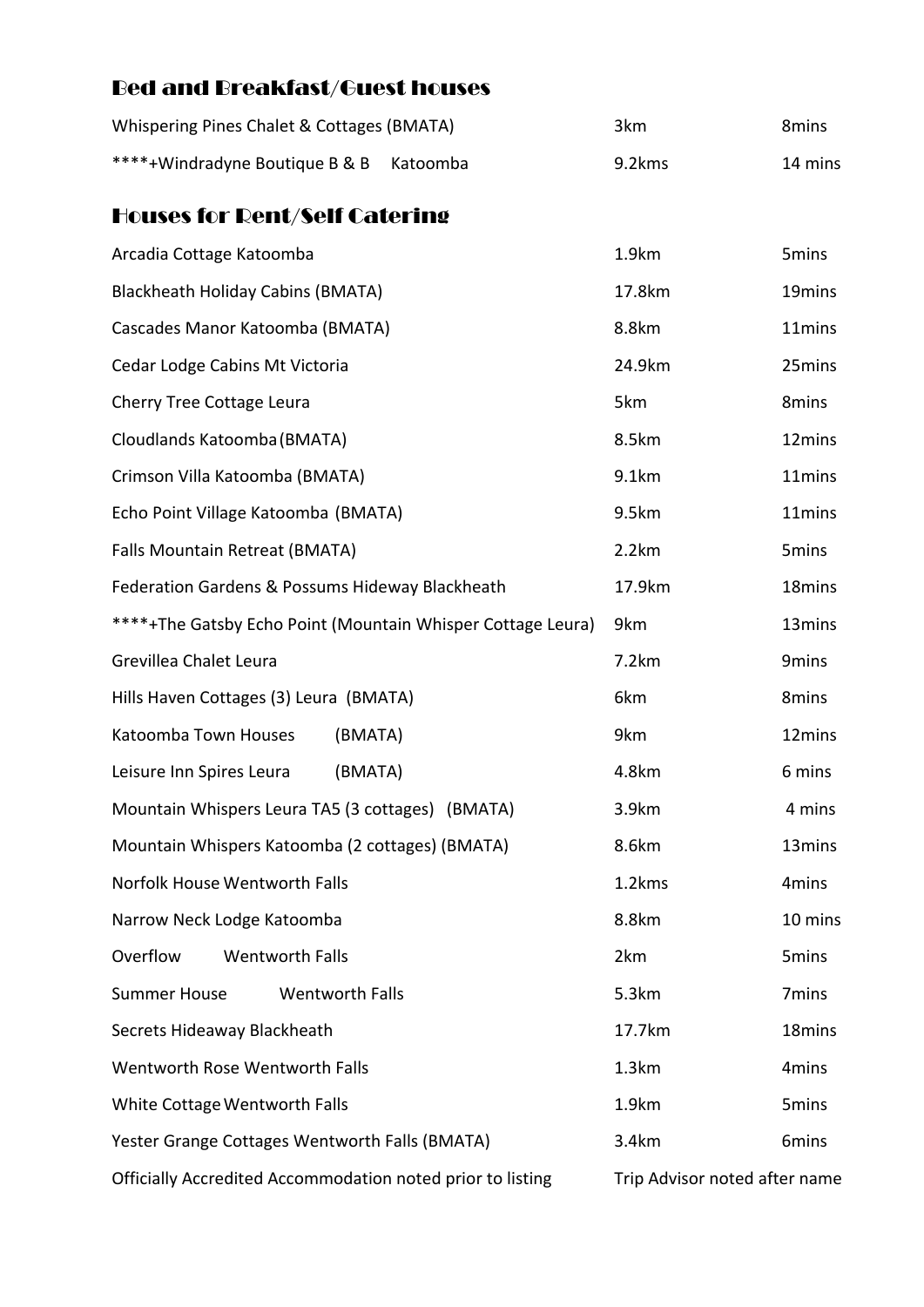## Bed and Breakfast/Guest houses

| | | |
|---|---|---|
| Whispering Pines Chalet & Cottages (BMATA) | 3km | 8mins |
| ****+Windradyne Boutique B & B Katoomba | 9.2kms | 14 mins |

## Houses for Rent/Self Catering

| | | |
|---|---|---|
| Arcadia Cottage Katoomba | 1.9km | 5mins |
| Blackheath Holiday Cabins (BMATA) | 17.8km | 19mins |
| Cascades Manor Katoomba (BMATA) | 8.8km | 11mins |
| Cedar Lodge Cabins Mt Victoria | 24.9km | 25mins |
| Cherry Tree Cottage Leura | 5km | 8mins |
| Cloudlands Katoomba (BMATA) | 8.5km | 12mins |
| Crimson Villa Katoomba (BMATA) | 9.1km | 11mins |
| Echo Point Village Katoomba (BMATA) | 9.5km | 11mins |
| Falls Mountain Retreat (BMATA) | 2.2km | 5mins |
| Federation Gardens & Possums Hideway Blackheath | 17.9km | 18mins |
| ****+The Gatsby Echo Point (Mountain Whisper Cottage Leura) | 9km | 13mins |
| Grevillea Chalet Leura | 7.2km | 9mins |
| Hills Haven Cottages (3) Leura (BMATA) | 6km | 8mins |
| Katoomba Town Houses (BMATA) | 9km | 12mins |
| Leisure Inn Spires Leura (BMATA) | 4.8km | 6 mins |
| Mountain Whispers Leura TA5 (3 cottages) (BMATA) | 3.9km | 4 mins |
| Mountain Whispers Katoomba (2 cottages) (BMATA) | 8.6km | 13mins |
| Norfolk House Wentworth Falls | 1.2kms | 4mins |
| Narrow Neck Lodge Katoomba | 8.8km | 10 mins |
| Overflow Wentworth Falls | 2km | 5mins |
| Summer House Wentworth Falls | 5.3km | 7mins |
| Secrets Hideaway Blackheath | 17.7km | 18mins |
| Wentworth Rose Wentworth Falls | 1.3km | 4mins |
| White Cottage Wentworth Falls | 1.9km | 5mins |
| Yester Grange Cottages Wentworth Falls (BMATA) | 3.4km | 6mins |

Officially Accredited Accommodation noted prior to listing — Trip Advisor noted after name